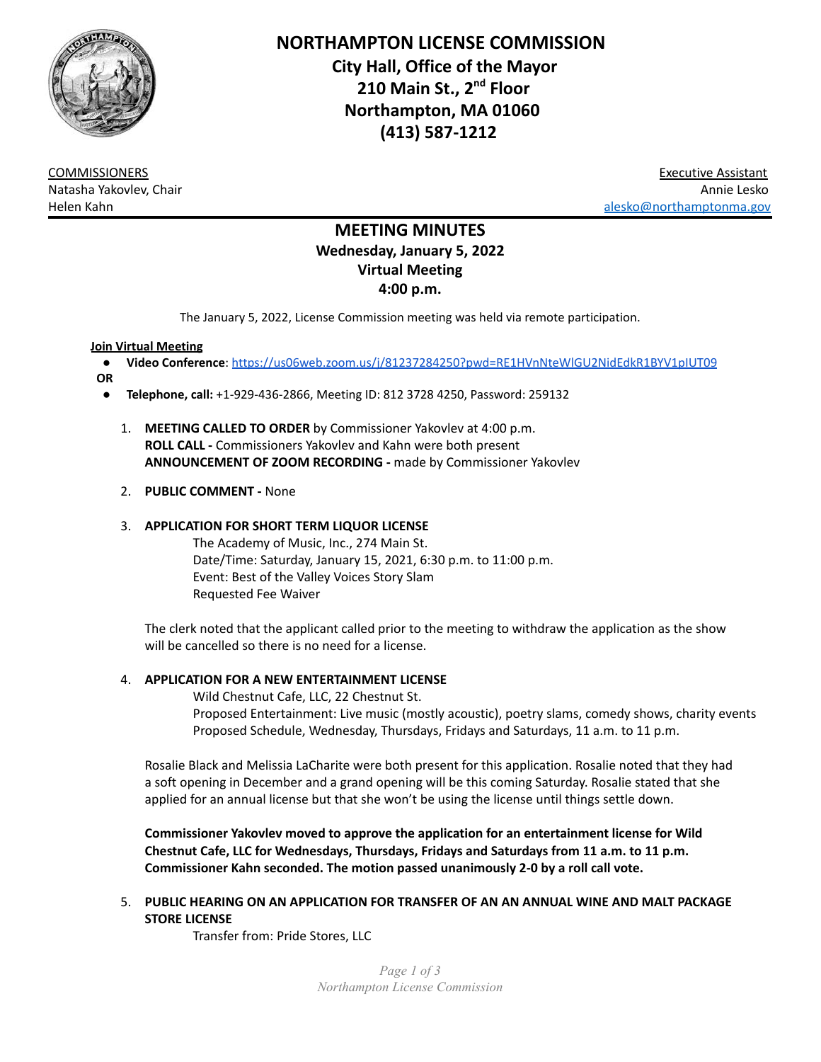# NORTHAMPTON LICENSE COMMISSION

**City Hall, Office of the Mayor**
**210 Main St., 2nd Floor**
**Northampton, MA 01060**
**(413) 587-1212**

COMMISSIONERS
Natasha Yakovlev, Chair
Helen Kahn

Executive Assistant
Annie Lesko
alesko@northamptonma.gov

## MEETING MINUTES

**Wednesday, January 5, 2022**
**Virtual Meeting**
**4:00 p.m.**

The January 5, 2022, License Commission meeting was held via remote participation.

**Join Virtual Meeting**

- **Video Conference**: https://us06web.zoom.us/j/81237284250?pwd=RE1HVnNteWlGU2NidEdkR1BYV1pIUT09

**OR**

- **Telephone, call:** +1-929-436-2866, Meeting ID: 812 3728 4250, Password: 259132

1. **MEETING CALLED TO ORDER** by Commissioner Yakovlev at 4:00 p.m.
   **ROLL CALL -** Commissioners Yakovlev and Kahn were both present
   **ANNOUNCEMENT OF ZOOM RECORDING -** made by Commissioner Yakovlev

2. **PUBLIC COMMENT -** None

3. **APPLICATION FOR SHORT TERM LIQUOR LICENSE**
   The Academy of Music, Inc., 274 Main St.
   Date/Time: Saturday, January 15, 2021, 6:30 p.m. to 11:00 p.m.
   Event: Best of the Valley Voices Story Slam
   Requested Fee Waiver

   The clerk noted that the applicant called prior to the meeting to withdraw the application as the show will be cancelled so there is no need for a license.

4. **APPLICATION FOR A NEW ENTERTAINMENT LICENSE**
   Wild Chestnut Cafe, LLC, 22 Chestnut St.
   Proposed Entertainment: Live music (mostly acoustic), poetry slams, comedy shows, charity events
   Proposed Schedule, Wednesday, Thursdays, Fridays and Saturdays, 11 a.m. to 11 p.m.

   Rosalie Black and Melissia LaCharite were both present for this application. Rosalie noted that they had a soft opening in December and a grand opening will be this coming Saturday. Rosalie stated that she applied for an annual license but that she won't be using the license until things settle down.

   **Commissioner Yakovlev moved to approve the application for an entertainment license for Wild Chestnut Cafe, LLC for Wednesdays, Thursdays, Fridays and Saturdays from 11 a.m. to 11 p.m. Commissioner Kahn seconded. The motion passed unanimously 2-0 by a roll call vote.**

5. **PUBLIC HEARING ON AN APPLICATION FOR TRANSFER OF AN AN ANNUAL WINE AND MALT PACKAGE STORE LICENSE**
   Transfer from: Pride Stores, LLC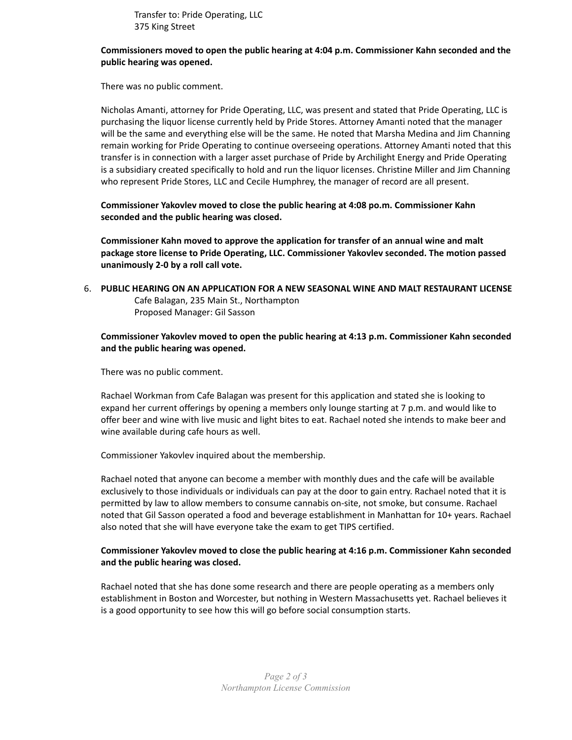Transfer to: Pride Operating, LLC
375 King Street

**Commissioners moved to open the public hearing at 4:04 p.m. Commissioner Kahn seconded and the public hearing was opened.**

There was no public comment.

Nicholas Amanti, attorney for Pride Operating, LLC, was present and stated that Pride Operating, LLC is purchasing the liquor license currently held by Pride Stores. Attorney Amanti noted that the manager will be the same and everything else will be the same. He noted that Marsha Medina and Jim Channing remain working for Pride Operating to continue overseeing operations. Attorney Amanti noted that this transfer is in connection with a larger asset purchase of Pride by Archilight Energy and Pride Operating is a subsidiary created specifically to hold and run the liquor licenses. Christine Miller and Jim Channing who represent Pride Stores, LLC and Cecile Humphrey, the manager of record are all present.

**Commissioner Yakovlev moved to close the public hearing at 4:08 po.m. Commissioner Kahn seconded and the public hearing was closed.**

**Commissioner Kahn moved to approve the application for transfer of an annual wine and malt package store license to Pride Operating, LLC. Commissioner Yakovlev seconded. The motion passed unanimously 2-0 by a roll call vote.**

6. **PUBLIC HEARING ON AN APPLICATION FOR A NEW SEASONAL WINE AND MALT RESTAURANT LICENSE**
   Cafe Balagan, 235 Main St., Northampton
   Proposed Manager: Gil Sasson

   **Commissioner Yakovlev moved to open the public hearing at 4:13 p.m. Commissioner Kahn seconded and the public hearing was opened.**

   There was no public comment.

   Rachael Workman from Cafe Balagan was present for this application and stated she is looking to expand her current offerings by opening a members only lounge starting at 7 p.m. and would like to offer beer and wine with live music and light bites to eat. Rachael noted she intends to make beer and wine available during cafe hours as well.

   Commissioner Yakovlev inquired about the membership.

   Rachael noted that anyone can become a member with monthly dues and the cafe will be available exclusively to those individuals or individuals can pay at the door to gain entry. Rachael noted that it is permitted by law to allow members to consume cannabis on-site, not smoke, but consume. Rachael noted that Gil Sasson operated a food and beverage establishment in Manhattan for 10+ years. Rachael also noted that she will have everyone take the exam to get TIPS certified.

   **Commissioner Yakovlev moved to close the public hearing at 4:16 p.m. Commissioner Kahn seconded and the public hearing was closed.**

   Rachael noted that she has done some research and there are people operating as a members only establishment in Boston and Worcester, but nothing in Western Massachusetts yet. Rachael believes it is a good opportunity to see how this will go before social consumption starts.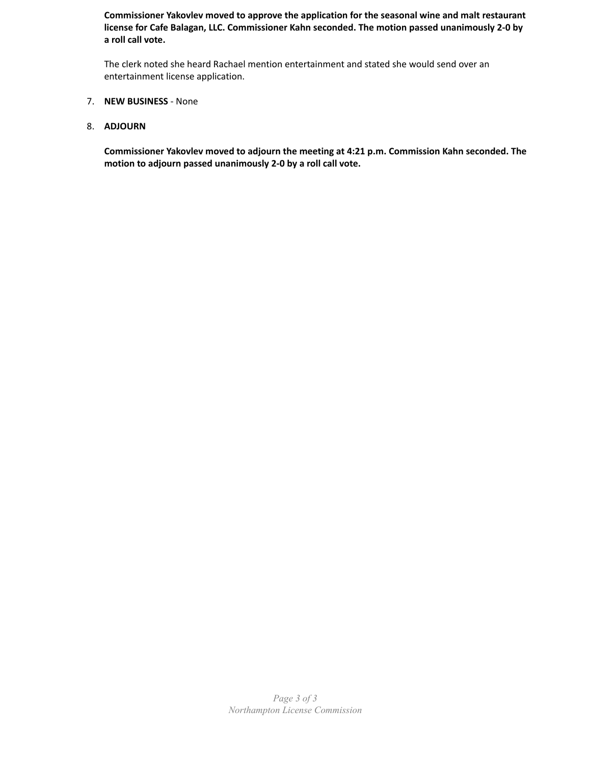**Commissioner Yakovlev moved to approve the application for the seasonal wine and malt restaurant license for Cafe Balagan, LLC. Commissioner Kahn seconded. The motion passed unanimously 2-0 by a roll call vote.**

The clerk noted she heard Rachael mention entertainment and stated she would send over an entertainment license application.

7. **NEW BUSINESS** - None

8. **ADJOURN**

   **Commissioner Yakovlev moved to adjourn the meeting at 4:21 p.m. Commission Kahn seconded. The motion to adjourn passed unanimously 2-0 by a roll call vote.**